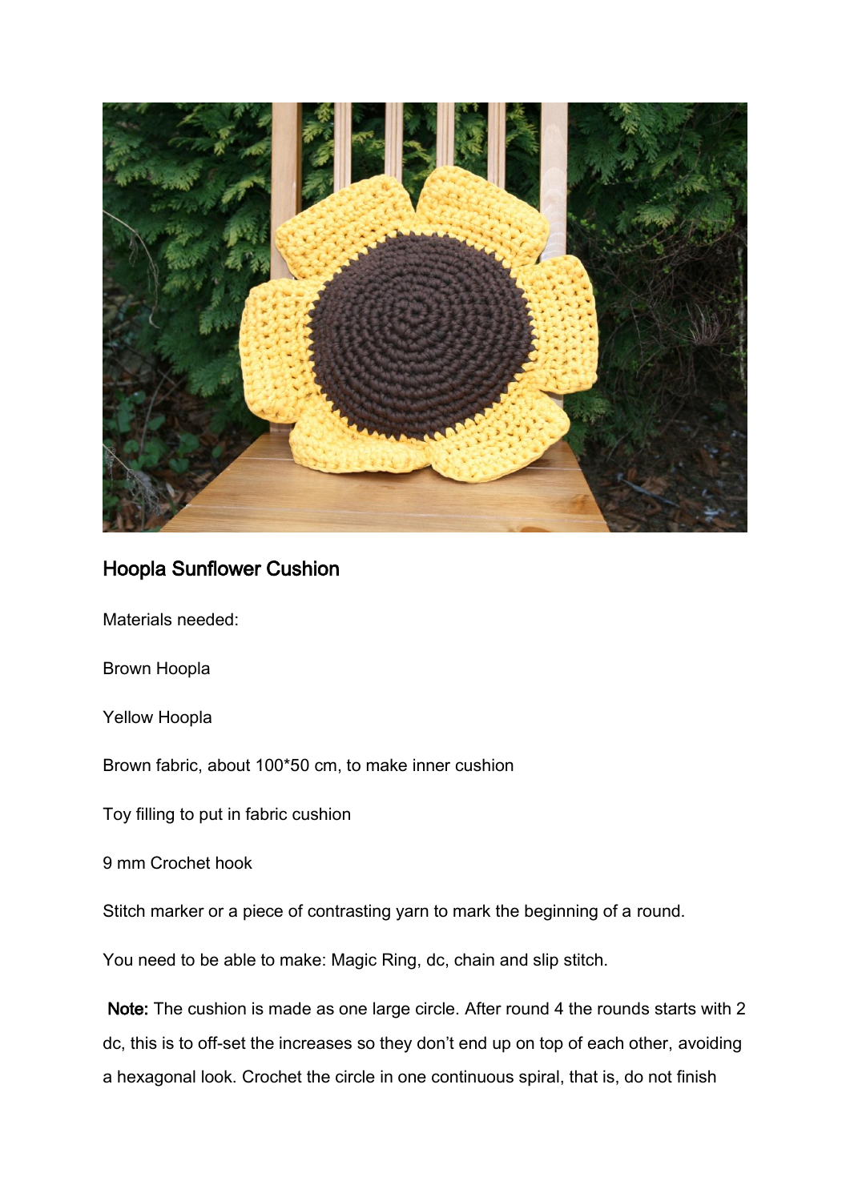## Hoopla Sunflower Cushion

Materials needed:

Brown Hoopla

Yellow Hoopla

Brown fabric, about 100*50 cm, to make inner cushion

Toy filling to put in fabric cushion

9 mm Crochet hook

Stitch marker or a piece of contrasting yarn to mark the beginning of a round.

You need to be able to make: Magic Ring, dc, chain and slip stitch.

**Note:** The cushion is made as one large circle. After round 4 the rounds starts with 2 dc, this is to off-set the increases so they don't end up on top of each other, avoiding a hexagonal look. Crochet the circle in one continuous spiral, that is, do not finish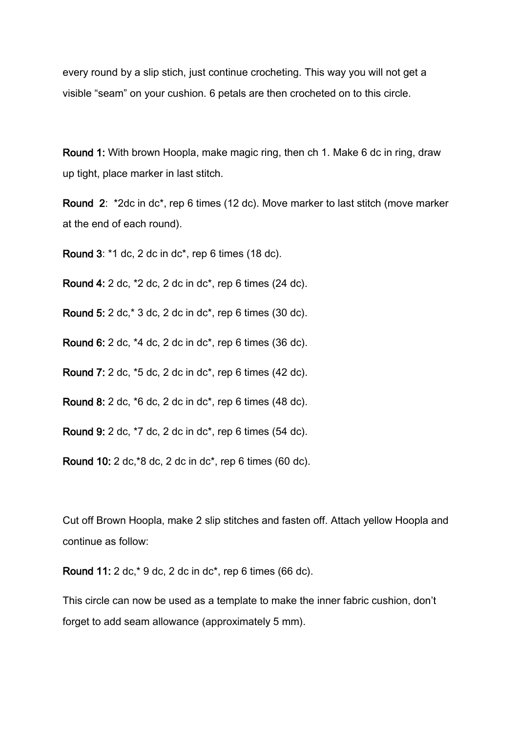every round by a slip stich, just continue crocheting. This way you will not get a visible "seam" on your cushion. 6 petals are then crocheted on to this circle.

**Round 1:** With brown Hoopla, make magic ring, then ch 1. Make 6 dc in ring, draw up tight, place marker in last stitch.

**Round 2**: *2dc in dc*, rep 6 times (12 dc). Move marker to last stitch (move marker at the end of each round).

**Round 3**: *1 dc, 2 dc in dc*, rep 6 times (18 dc).

**Round 4:** 2 dc, *2 dc, 2 dc in dc*, rep 6 times (24 dc).

**Round 5:** 2 dc,* 3 dc, 2 dc in dc*, rep 6 times (30 dc).

**Round 6:** 2 dc, *4 dc, 2 dc in dc*, rep 6 times (36 dc).

**Round 7:** 2 dc, *5 dc, 2 dc in dc*, rep 6 times (42 dc).

**Round 8:** 2 dc, *6 dc, 2 dc in dc*, rep 6 times (48 dc).

**Round 9:** 2 dc, *7 dc, 2 dc in dc*, rep 6 times (54 dc).

**Round 10:** 2 dc,*8 dc, 2 dc in dc*, rep 6 times (60 dc).

Cut off Brown Hoopla, make 2 slip stitches and fasten off. Attach yellow Hoopla and continue as follow:

**Round 11:** 2 dc,* 9 dc, 2 dc in dc*, rep 6 times (66 dc).

This circle can now be used as a template to make the inner fabric cushion, don't forget to add seam allowance (approximately 5 mm).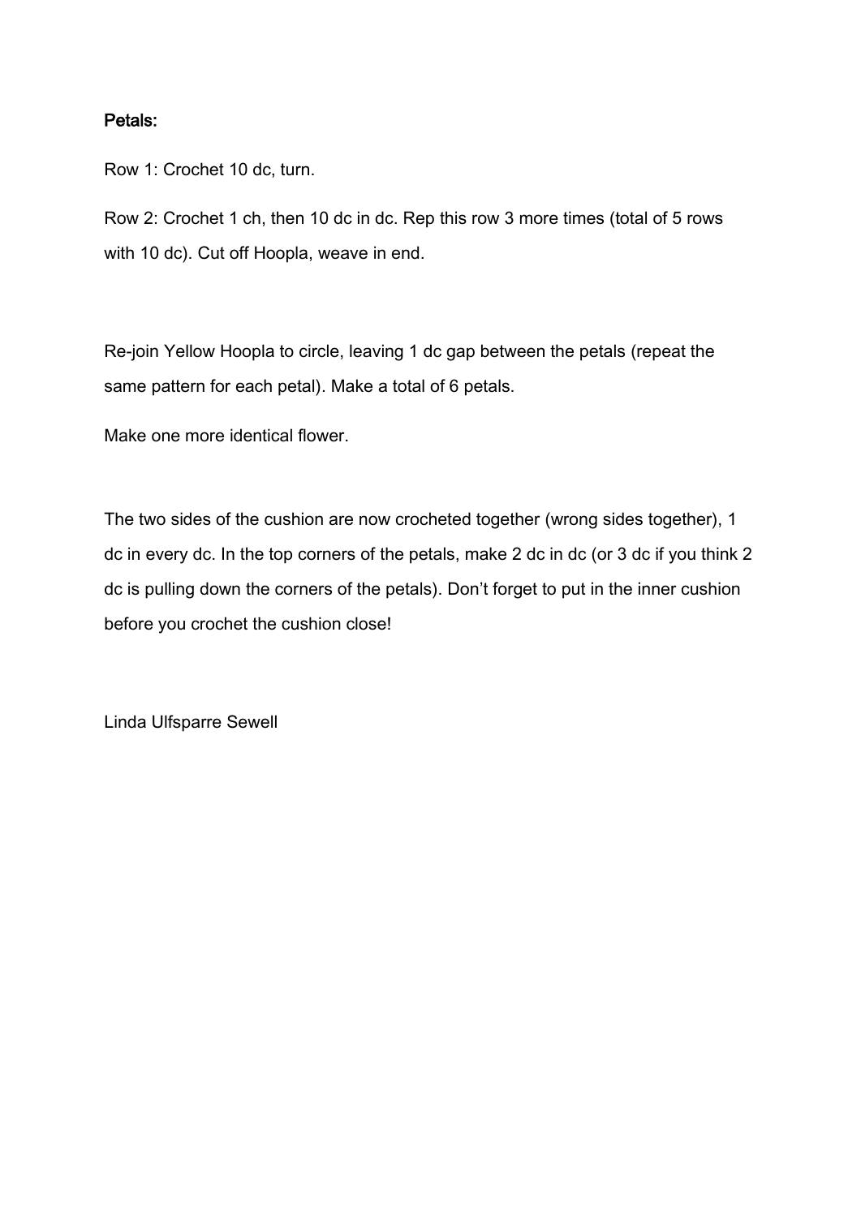**Petals:**

Row 1: Crochet 10 dc, turn.

Row 2: Crochet 1 ch, then 10 dc in dc. Rep this row 3 more times (total of 5 rows with 10 dc). Cut off Hoopla, weave in end.

Re-join Yellow Hoopla to circle, leaving 1 dc gap between the petals (repeat the same pattern for each petal). Make a total of 6 petals.

Make one more identical flower.

The two sides of the cushion are now crocheted together (wrong sides together), 1 dc in every dc. In the top corners of the petals, make 2 dc in dc (or 3 dc if you think 2 dc is pulling down the corners of the petals). Don't forget to put in the inner cushion before you crochet the cushion close!

Linda Ulfsparre Sewell